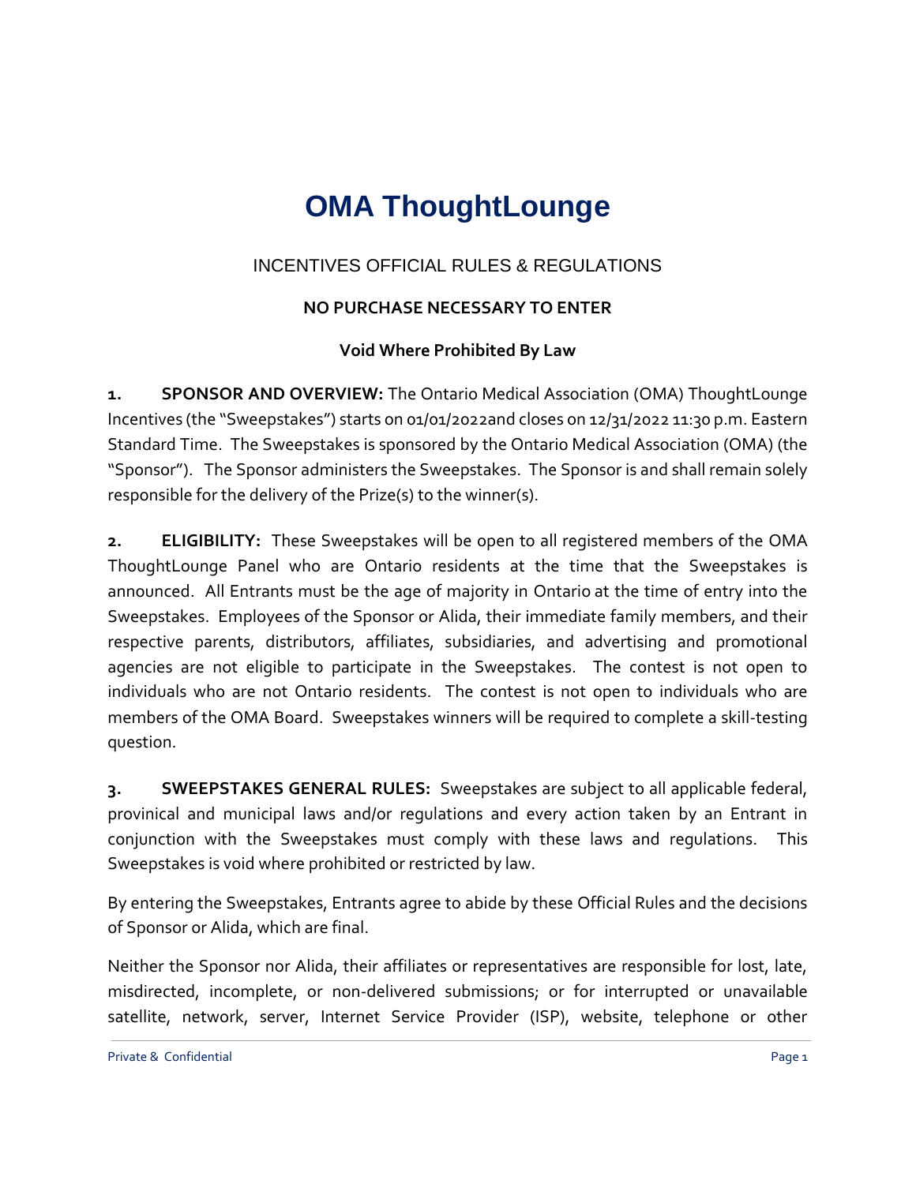# OMA ThoughtLounge

## INCENTIVES OFFICIAL RULES & REGULATIONS

**NO PURCHASE NECESSARY TO ENTER**

**Void Where Prohibited By Law**

**1. SPONSOR AND OVERVIEW:** The Ontario Medical Association (OMA) ThoughtLounge Incentives (the "Sweepstakes") starts on 01/01/2022and closes on 12/31/2022 11:30 p.m. Eastern Standard Time. The Sweepstakes is sponsored by the Ontario Medical Association (OMA) (the "Sponsor"). The Sponsor administers the Sweepstakes. The Sponsor is and shall remain solely responsible for the delivery of the Prize(s) to the winner(s).

**2. ELIGIBILITY:** These Sweepstakes will be open to all registered members of the OMA ThoughtLounge Panel who are Ontario residents at the time that the Sweepstakes is announced. All Entrants must be the age of majority in Ontario at the time of entry into the Sweepstakes. Employees of the Sponsor or Alida, their immediate family members, and their respective parents, distributors, affiliates, subsidiaries, and advertising and promotional agencies are not eligible to participate in the Sweepstakes. The contest is not open to individuals who are not Ontario residents. The contest is not open to individuals who are members of the OMA Board. Sweepstakes winners will be required to complete a skill-testing question.

**3. SWEEPSTAKES GENERAL RULES:** Sweepstakes are subject to all applicable federal, provinical and municipal laws and/or regulations and every action taken by an Entrant in conjunction with the Sweepstakes must comply with these laws and regulations. This Sweepstakes is void where prohibited or restricted by law.

By entering the Sweepstakes, Entrants agree to abide by these Official Rules and the decisions of Sponsor or Alida, which are final.

Neither the Sponsor nor Alida, their affiliates or representatives are responsible for lost, late, misdirected, incomplete, or non-delivered submissions; or for interrupted or unavailable satellite, network, server, Internet Service Provider (ISP), website, telephone or other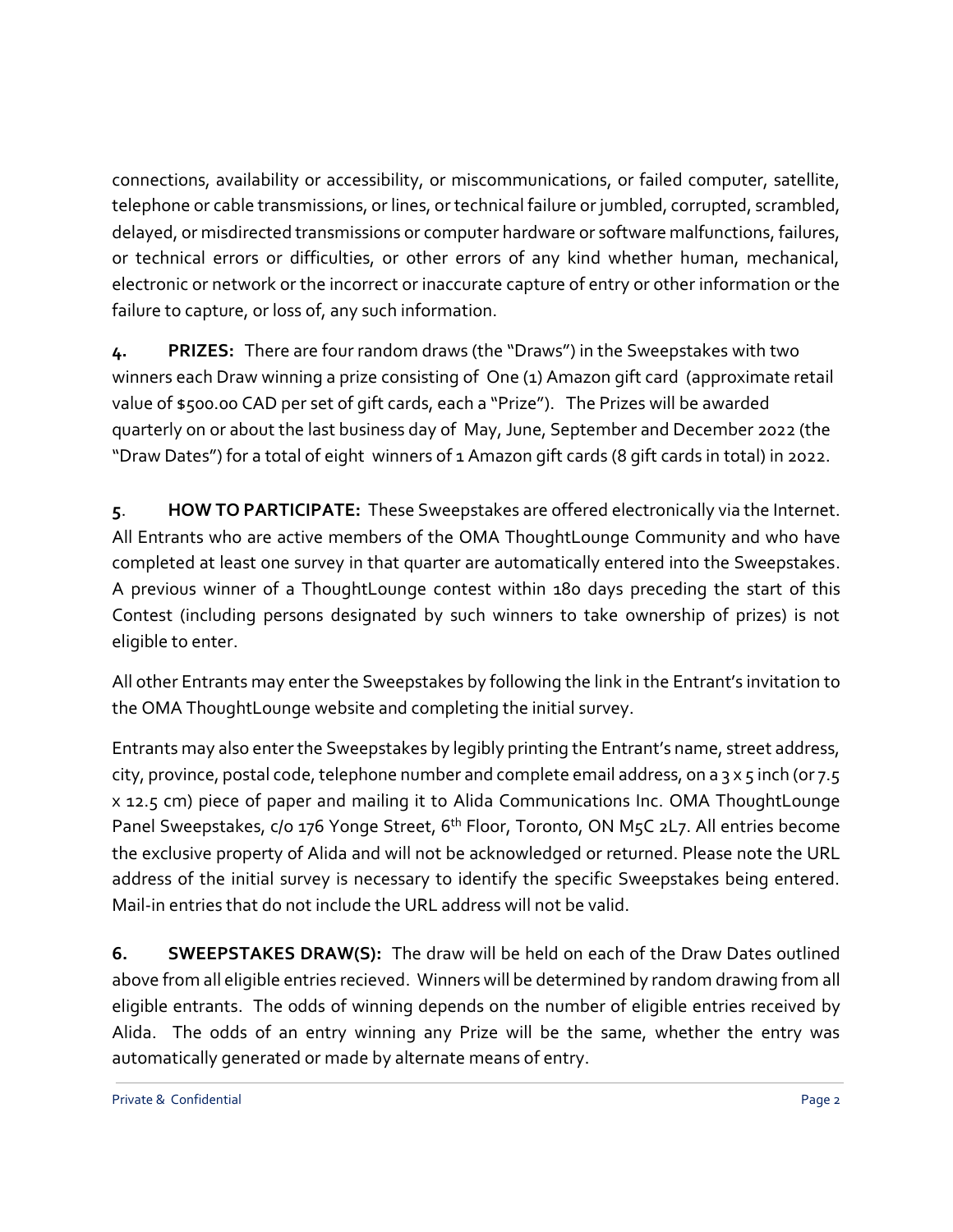connections, availability or accessibility, or miscommunications, or failed computer, satellite, telephone or cable transmissions, or lines, or technical failure or jumbled, corrupted, scrambled, delayed, or misdirected transmissions or computer hardware or software malfunctions, failures, or technical errors or difficulties, or other errors of any kind whether human, mechanical, electronic or network or the incorrect or inaccurate capture of entry or other information or the failure to capture, or loss of, any such information.

**4. PRIZES:** There are four random draws (the "Draws") in the Sweepstakes with two winners each Draw winning a prize consisting of One (1) Amazon gift card (approximate retail value of $500.00 CAD per set of gift cards, each a "Prize"). The Prizes will be awarded quarterly on or about the last business day of May, June, September and December 2022 (the "Draw Dates") for a total of eight winners of 1 Amazon gift cards (8 gift cards in total) in 2022.

**5. HOW TO PARTICIPATE:** These Sweepstakes are offered electronically via the Internet. All Entrants who are active members of the OMA ThoughtLounge Community and who have completed at least one survey in that quarter are automatically entered into the Sweepstakes. A previous winner of a ThoughtLounge contest within 180 days preceding the start of this Contest (including persons designated by such winners to take ownership of prizes) is not eligible to enter.

All other Entrants may enter the Sweepstakes by following the link in the Entrant's invitation to the OMA ThoughtLounge website and completing the initial survey.

Entrants may also enter the Sweepstakes by legibly printing the Entrant's name, street address, city, province, postal code, telephone number and complete email address, on a 3 x 5 inch (or 7.5 x 12.5 cm) piece of paper and mailing it to Alida Communications Inc. OMA ThoughtLounge Panel Sweepstakes, c/o 176 Yonge Street, 6th Floor, Toronto, ON M5C 2L7. All entries become the exclusive property of Alida and will not be acknowledged or returned. Please note the URL address of the initial survey is necessary to identify the specific Sweepstakes being entered. Mail-in entries that do not include the URL address will not be valid.

**6. SWEEPSTAKES DRAW(S):** The draw will be held on each of the Draw Dates outlined above from all eligible entries recieved. Winners will be determined by random drawing from all eligible entrants. The odds of winning depends on the number of eligible entries received by Alida. The odds of an entry winning any Prize will be the same, whether the entry was automatically generated or made by alternate means of entry.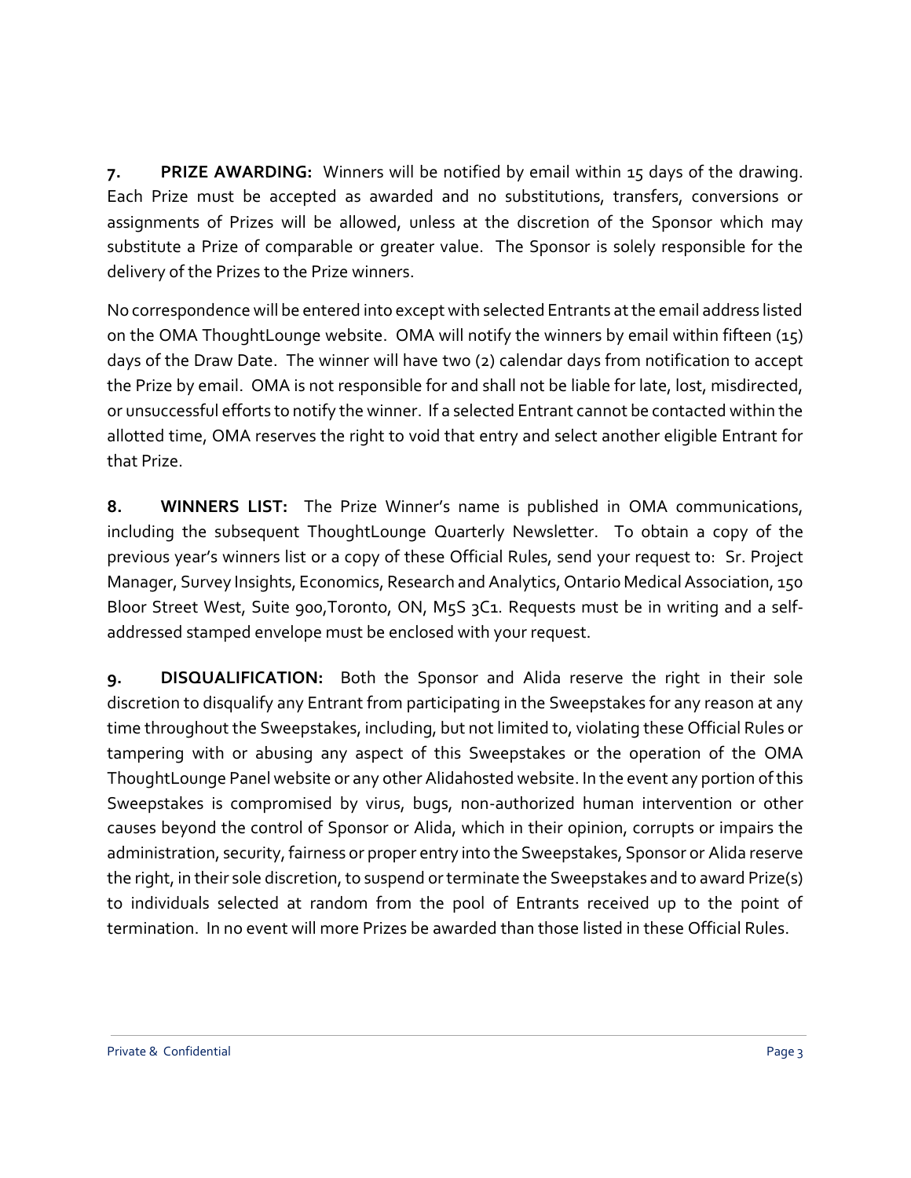**7. PRIZE AWARDING:** Winners will be notified by email within 15 days of the drawing. Each Prize must be accepted as awarded and no substitutions, transfers, conversions or assignments of Prizes will be allowed, unless at the discretion of the Sponsor which may substitute a Prize of comparable or greater value. The Sponsor is solely responsible for the delivery of the Prizes to the Prize winners.

No correspondence will be entered into except with selected Entrants at the email address listed on the OMA ThoughtLounge website. OMA will notify the winners by email within fifteen (15) days of the Draw Date. The winner will have two (2) calendar days from notification to accept the Prize by email. OMA is not responsible for and shall not be liable for late, lost, misdirected, or unsuccessful efforts to notify the winner. If a selected Entrant cannot be contacted within the allotted time, OMA reserves the right to void that entry and select another eligible Entrant for that Prize.

**8. WINNERS LIST:** The Prize Winner's name is published in OMA communications, including the subsequent ThoughtLounge Quarterly Newsletter. To obtain a copy of the previous year's winners list or a copy of these Official Rules, send your request to: Sr. Project Manager, Survey Insights, Economics, Research and Analytics, Ontario Medical Association, 150 Bloor Street West, Suite 900,Toronto, ON, M5S 3C1. Requests must be in writing and a self-addressed stamped envelope must be enclosed with your request.

**9. DISQUALIFICATION:** Both the Sponsor and Alida reserve the right in their sole discretion to disqualify any Entrant from participating in the Sweepstakes for any reason at any time throughout the Sweepstakes, including, but not limited to, violating these Official Rules or tampering with or abusing any aspect of this Sweepstakes or the operation of the OMA ThoughtLounge Panel website or any other Alidahosted website. In the event any portion of this Sweepstakes is compromised by virus, bugs, non-authorized human intervention or other causes beyond the control of Sponsor or Alida, which in their opinion, corrupts or impairs the administration, security, fairness or proper entry into the Sweepstakes, Sponsor or Alida reserve the right, in their sole discretion, to suspend or terminate the Sweepstakes and to award Prize(s) to individuals selected at random from the pool of Entrants received up to the point of termination. In no event will more Prizes be awarded than those listed in these Official Rules.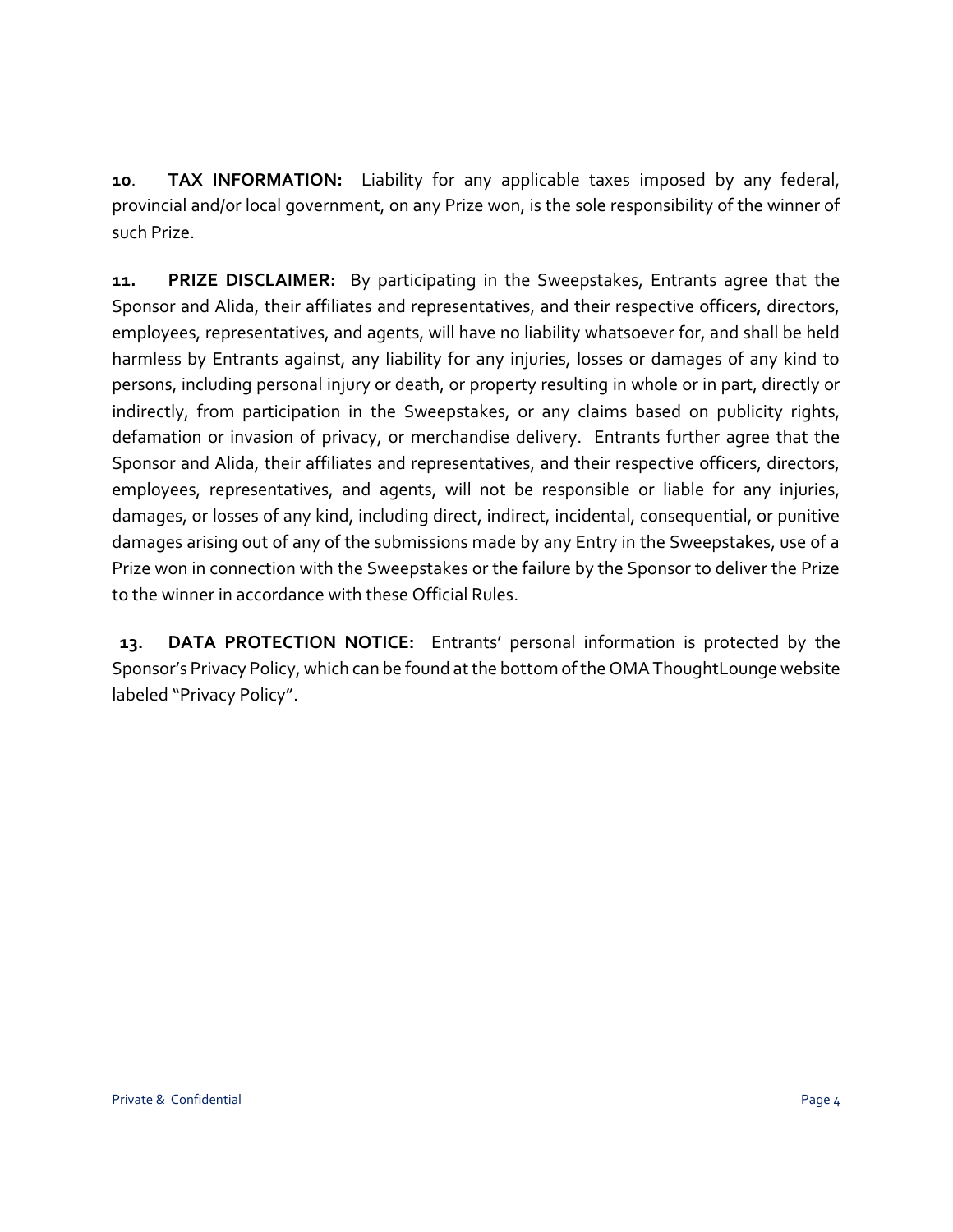**10**. **TAX INFORMATION:** Liability for any applicable taxes imposed by any federal, provincial and/or local government, on any Prize won, is the sole responsibility of the winner of such Prize.

**11.** **PRIZE DISCLAIMER:** By participating in the Sweepstakes, Entrants agree that the Sponsor and Alida, their affiliates and representatives, and their respective officers, directors, employees, representatives, and agents, will have no liability whatsoever for, and shall be held harmless by Entrants against, any liability for any injuries, losses or damages of any kind to persons, including personal injury or death, or property resulting in whole or in part, directly or indirectly, from participation in the Sweepstakes, or any claims based on publicity rights, defamation or invasion of privacy, or merchandise delivery. Entrants further agree that the Sponsor and Alida, their affiliates and representatives, and their respective officers, directors, employees, representatives, and agents, will not be responsible or liable for any injuries, damages, or losses of any kind, including direct, indirect, incidental, consequential, or punitive damages arising out of any of the submissions made by any Entry in the Sweepstakes, use of a Prize won in connection with the Sweepstakes or the failure by the Sponsor to deliver the Prize to the winner in accordance with these Official Rules.

**13.** **DATA PROTECTION NOTICE:** Entrants' personal information is protected by the Sponsor's Privacy Policy, which can be found at the bottom of the OMA ThoughtLounge website labeled "Privacy Policy".